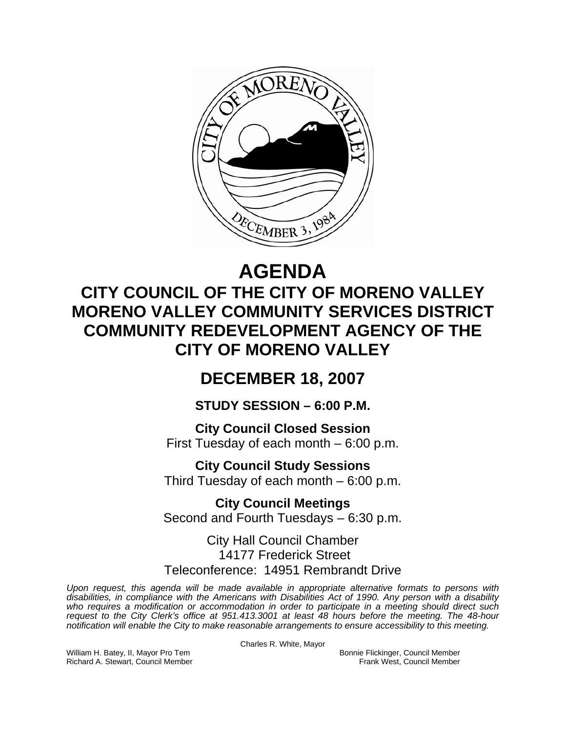# AGENDA

## CITY COUNCIL OF THE CITY OF MORENO VALLEY
## MORENO VALLEY COMMUNITY SERVICES DISTRICT
## COMMUNITY REDEVELOPMENT AGENCY OF THE CITY OF MORENO VALLEY

## DECEMBER 18, 2007

### STUDY SESSION – 6:00 P.M.

**City Council Closed Session**
First Tuesday of each month – 6:00 p.m.

**City Council Study Sessions**
Third Tuesday of each month – 6:00 p.m.

**City Council Meetings**
Second and Fourth Tuesdays – 6:30 p.m.

City Hall Council Chamber
14177 Frederick Street
Teleconference: 14951 Rembrandt Drive

*Upon request, this agenda will be made available in appropriate alternative formats to persons with disabilities, in compliance with the Americans with Disabilities Act of 1990. Any person with a disability who requires a modification or accommodation in order to participate in a meeting should direct such request to the City Clerk's office at 951.413.3001 at least 48 hours before the meeting. The 48-hour notification will enable the City to make reasonable arrangements to ensure accessibility to this meeting.*

Charles R. White, Mayor

William H. Batey, II, Mayor Pro Tem
Bonnie Flickinger, Council Member
Richard A. Stewart, Council Member
Frank West, Council Member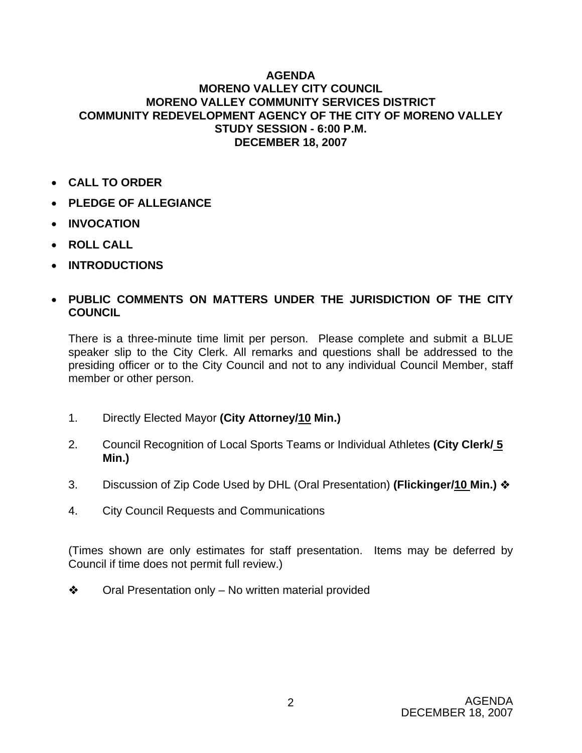**AGENDA**
**MORENO VALLEY CITY COUNCIL**
**MORENO VALLEY COMMUNITY SERVICES DISTRICT**
**COMMUNITY REDEVELOPMENT AGENCY OF THE CITY OF MORENO VALLEY**
**STUDY SESSION - 6:00 P.M.**
**DECEMBER 18, 2007**

- **CALL TO ORDER**
- **PLEDGE OF ALLEGIANCE**
- **INVOCATION**
- **ROLL CALL**
- **INTRODUCTIONS**
- **PUBLIC COMMENTS ON MATTERS UNDER THE JURISDICTION OF THE CITY COUNCIL**

  There is a three-minute time limit per person. Please complete and submit a BLUE speaker slip to the City Clerk. All remarks and questions shall be addressed to the presiding officer or to the City Council and not to any individual Council Member, staff member or other person.

1. Directly Elected Mayor **(City Attorney/10 Min.)**
2. Council Recognition of Local Sports Teams or Individual Athletes **(City Clerk/ 5 Min.)**
3. Discussion of Zip Code Used by DHL (Oral Presentation) **(Flickinger/10 Min.)** ❖
4. City Council Requests and Communications

(Times shown are only estimates for staff presentation. Items may be deferred by Council if time does not permit full review.)

❖ Oral Presentation only – No written material provided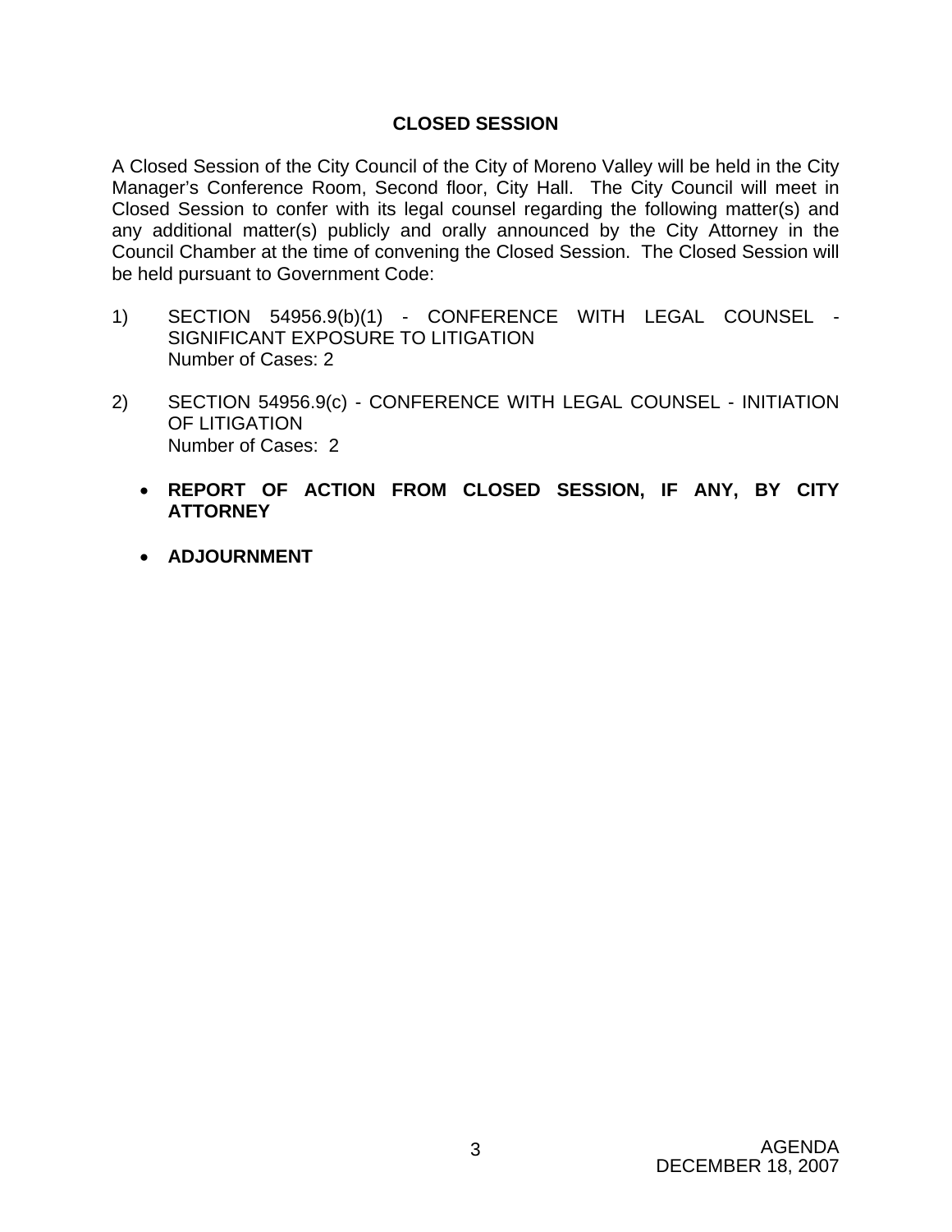## CLOSED SESSION

A Closed Session of the City Council of the City of Moreno Valley will be held in the City Manager's Conference Room, Second floor, City Hall. The City Council will meet in Closed Session to confer with its legal counsel regarding the following matter(s) and any additional matter(s) publicly and orally announced by the City Attorney in the Council Chamber at the time of convening the Closed Session. The Closed Session will be held pursuant to Government Code:

1) SECTION 54956.9(b)(1) - CONFERENCE WITH LEGAL COUNSEL - SIGNIFICANT EXPOSURE TO LITIGATION
   Number of Cases: 2

2) SECTION 54956.9(c) - CONFERENCE WITH LEGAL COUNSEL - INITIATION OF LITIGATION
   Number of Cases: 2

- **REPORT OF ACTION FROM CLOSED SESSION, IF ANY, BY CITY ATTORNEY**

- **ADJOURNMENT**